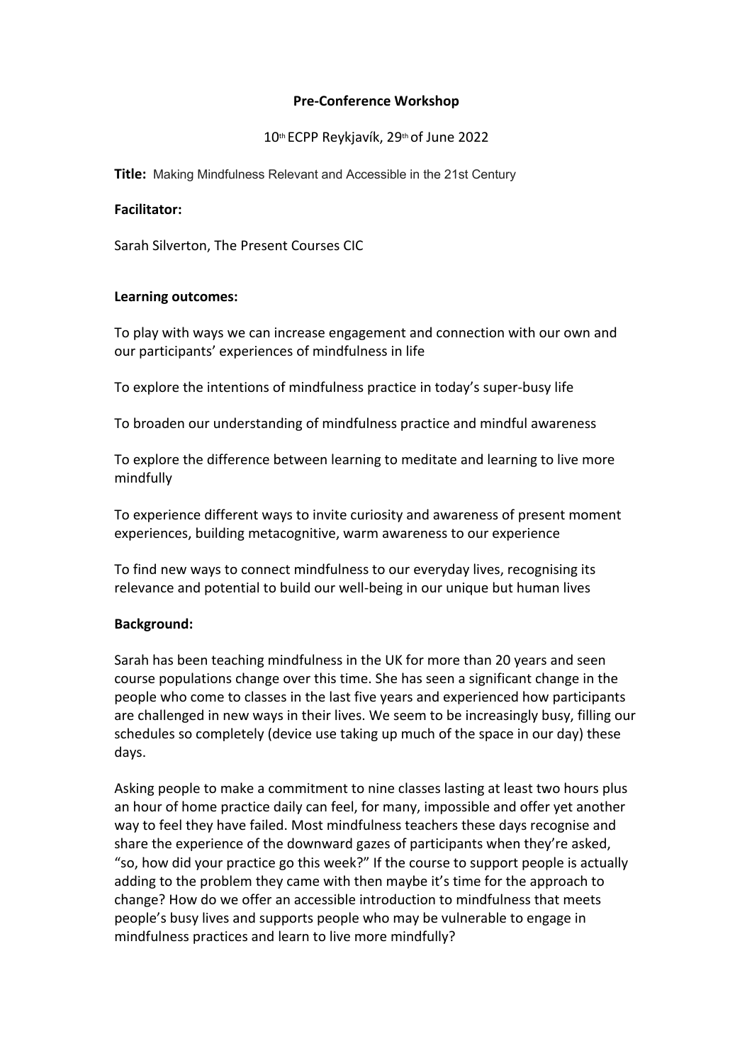**Pre-Conference Workshop**

10th ECPP Reykjavík, 29th of June 2022

**Title:** Making Mindfulness Relevant and Accessible in the 21st Century

**Facilitator:**

Sarah Silverton, The Present Courses CIC

**Learning outcomes:**

To play with ways we can increase engagement and connection with our own and our participants' experiences of mindfulness in life

To explore the intentions of mindfulness practice in today's super-busy life

To broaden our understanding of mindfulness practice and mindful awareness

To explore the difference between learning to meditate and learning to live more mindfully

To experience different ways to invite curiosity and awareness of present moment experiences, building metacognitive, warm awareness to our experience

To find new ways to connect mindfulness to our everyday lives, recognising its relevance and potential to build our well-being in our unique but human lives

**Background:**

Sarah has been teaching mindfulness in the UK for more than 20 years and seen course populations change over this time. She has seen a significant change in the people who come to classes in the last five years and experienced how participants are challenged in new ways in their lives. We seem to be increasingly busy, filling our schedules so completely (device use taking up much of the space in our day) these days.

Asking people to make a commitment to nine classes lasting at least two hours plus an hour of home practice daily can feel, for many, impossible and offer yet another way to feel they have failed. Most mindfulness teachers these days recognise and share the experience of the downward gazes of participants when they're asked, "so, how did your practice go this week?" If the course to support people is actually adding to the problem they came with then maybe it's time for the approach to change? How do we offer an accessible introduction to mindfulness that meets people's busy lives and supports people who may be vulnerable to engage in mindfulness practices and learn to live more mindfully?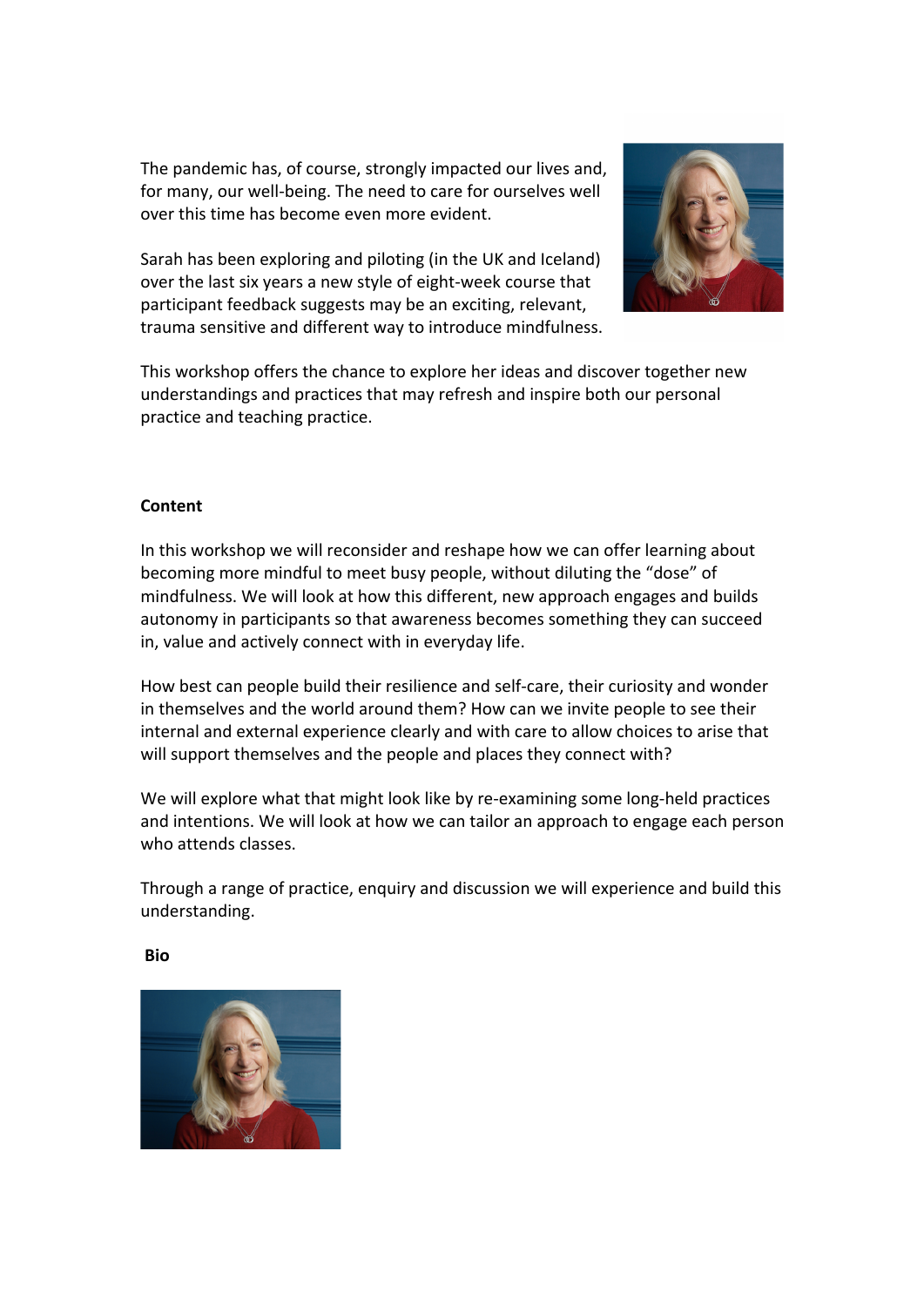The pandemic has, of course, strongly impacted our lives and, for many, our well-being. The need to care for ourselves well over this time has become even more evident.

Sarah has been exploring and piloting (in the UK and Iceland) over the last six years a new style of eight-week course that participant feedback suggests may be an exciting, relevant, trauma sensitive and different way to introduce mindfulness.

This workshop offers the chance to explore her ideas and discover together new understandings and practices that may refresh and inspire both our personal practice and teaching practice.

**Content**

In this workshop we will reconsider and reshape how we can offer learning about becoming more mindful to meet busy people, without diluting the "dose" of mindfulness. We will look at how this different, new approach engages and builds autonomy in participants so that awareness becomes something they can succeed in, value and actively connect with in everyday life.

How best can people build their resilience and self-care, their curiosity and wonder in themselves and the world around them? How can we invite people to see their internal and external experience clearly and with care to allow choices to arise that will support themselves and the people and places they connect with?

We will explore what that might look like by re-examining some long-held practices and intentions. We will look at how we can tailor an approach to engage each person who attends classes.

Through a range of practice, enquiry and discussion we will experience and build this understanding.

**Bio**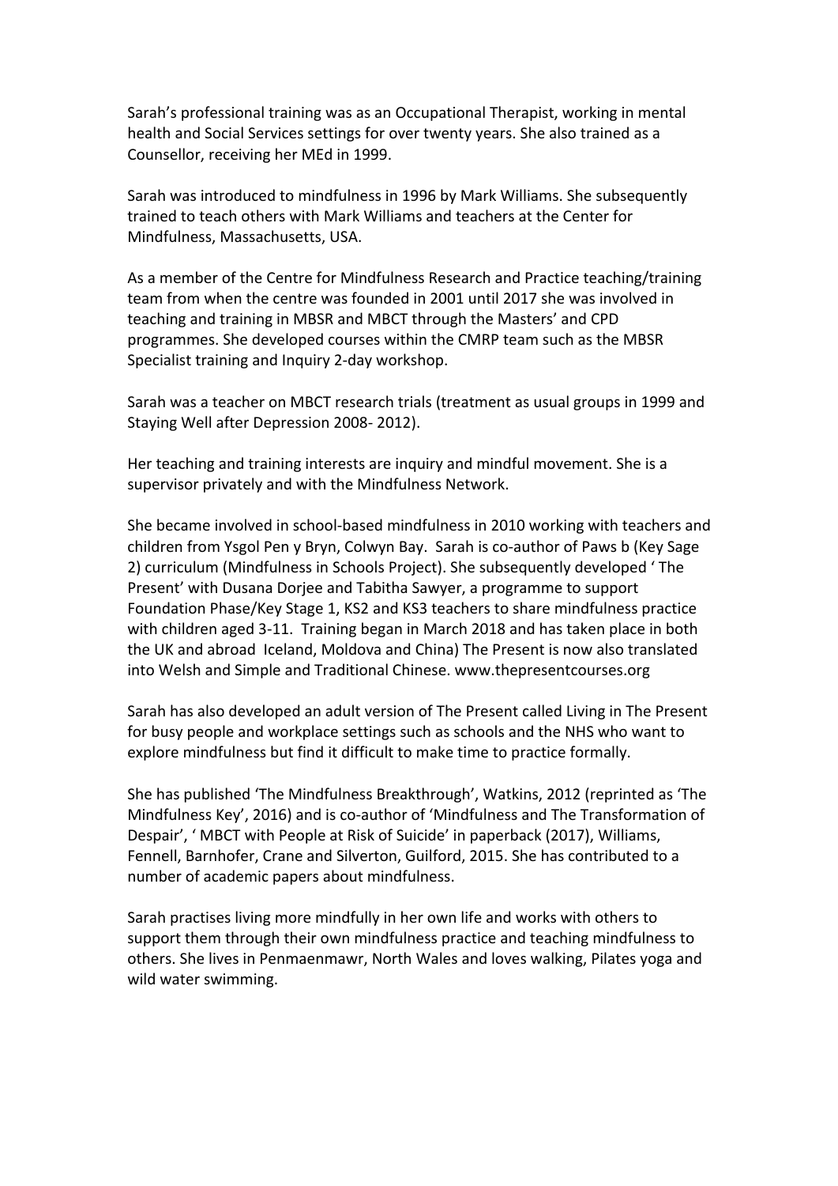Sarah's professional training was as an Occupational Therapist, working in mental health and Social Services settings for over twenty years. She also trained as a Counsellor, receiving her MEd in 1999.

Sarah was introduced to mindfulness in 1996 by Mark Williams. She subsequently trained to teach others with Mark Williams and teachers at the Center for Mindfulness, Massachusetts, USA.

As a member of the Centre for Mindfulness Research and Practice teaching/training team from when the centre was founded in 2001 until 2017 she was involved in teaching and training in MBSR and MBCT through the Masters' and CPD programmes. She developed courses within the CMRP team such as the MBSR Specialist training and Inquiry 2-day workshop.

Sarah was a teacher on MBCT research trials (treatment as usual groups in 1999 and Staying Well after Depression 2008- 2012).

Her teaching and training interests are inquiry and mindful movement. She is a supervisor privately and with the Mindfulness Network.

She became involved in school-based mindfulness in 2010 working with teachers and children from Ysgol Pen y Bryn, Colwyn Bay. Sarah is co-author of Paws b (Key Sage 2) curriculum (Mindfulness in Schools Project). She subsequently developed ' The Present' with Dusana Dorjee and Tabitha Sawyer, a programme to support Foundation Phase/Key Stage 1, KS2 and KS3 teachers to share mindfulness practice with children aged 3-11. Training began in March 2018 and has taken place in both the UK and abroad Iceland, Moldova and China) The Present is now also translated into Welsh and Simple and Traditional Chinese. www.thepresentcourses.org

Sarah has also developed an adult version of The Present called Living in The Present for busy people and workplace settings such as schools and the NHS who want to explore mindfulness but find it difficult to make time to practice formally.

She has published 'The Mindfulness Breakthrough', Watkins, 2012 (reprinted as 'The Mindfulness Key', 2016) and is co-author of 'Mindfulness and The Transformation of Despair', ' MBCT with People at Risk of Suicide' in paperback (2017), Williams, Fennell, Barnhofer, Crane and Silverton, Guilford, 2015. She has contributed to a number of academic papers about mindfulness.

Sarah practises living more mindfully in her own life and works with others to support them through their own mindfulness practice and teaching mindfulness to others. She lives in Penmaenmawr, North Wales and loves walking, Pilates yoga and wild water swimming.